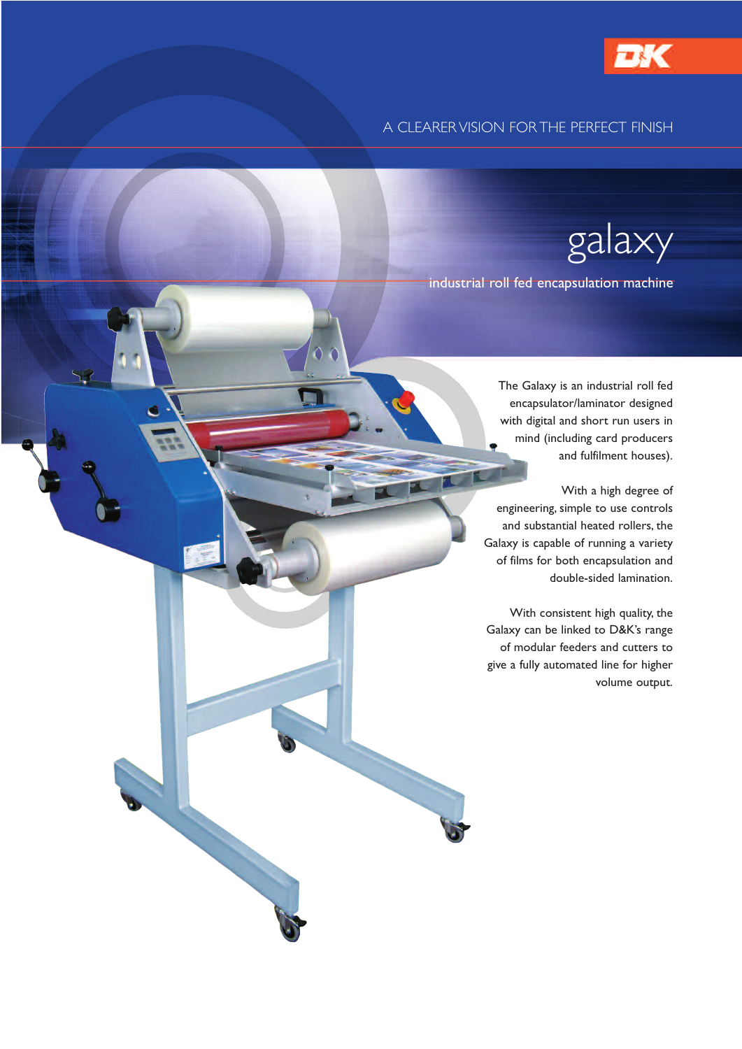D&K

A CLEARER VISION FOR THE PERFECT FINISH

# galaxy

## industrial roll fed encapsulation machine

The Galaxy is an industrial roll fed encapsulator/laminator designed with digital and short run users in mind (including card producers and fulfilment houses).

With a high degree of engineering, simple to use controls and substantial heated rollers, the Galaxy is capable of running a variety of films for both encapsulation and double-sided lamination.

With consistent high quality, the Galaxy can be linked to D&K's range of modular feeders and cutters to give a fully automated line for higher volume output.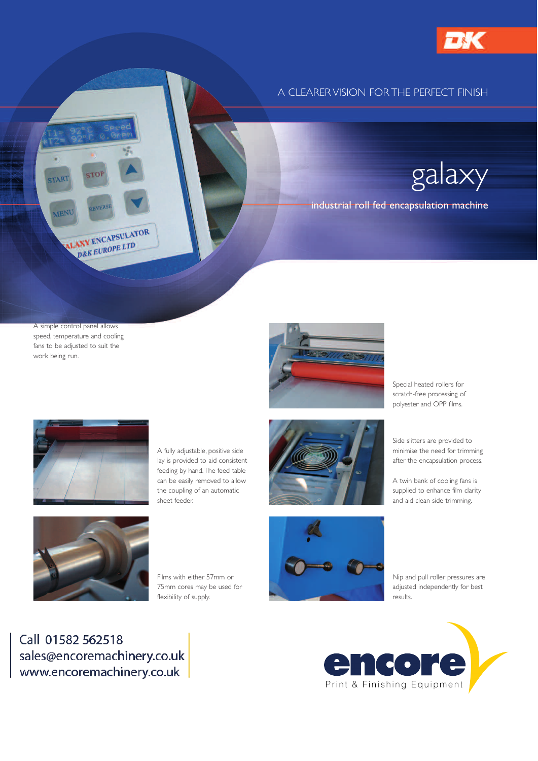A CLEARER VISION FOR THE PERFECT FINISH

# galaxy

## industrial roll fed encapsulation machine

A simple control panel allows speed, temperature and cooling fans to be adjusted to suit the work being run.

Special heated rollers for scratch-free processing of polyester and OPP films.

A fully adjustable, positive side lay is provided to aid consistent feeding by hand. The feed table can be easily removed to allow the coupling of an automatic sheet feeder.

Side slitters are provided to minimise the need for trimming after the encapsulation process.

A twin bank of cooling fans is supplied to enhance film clarity and aid clean side trimming.

Films with either 57mm or 75mm cores may be used for flexibility of supply.

Nip and pull roller pressures are adjusted independently for best results.

Call 01582 562518
sales@encoremachinery.co.uk
www.encoremachinery.co.uk

encore
Print & Finishing Equipment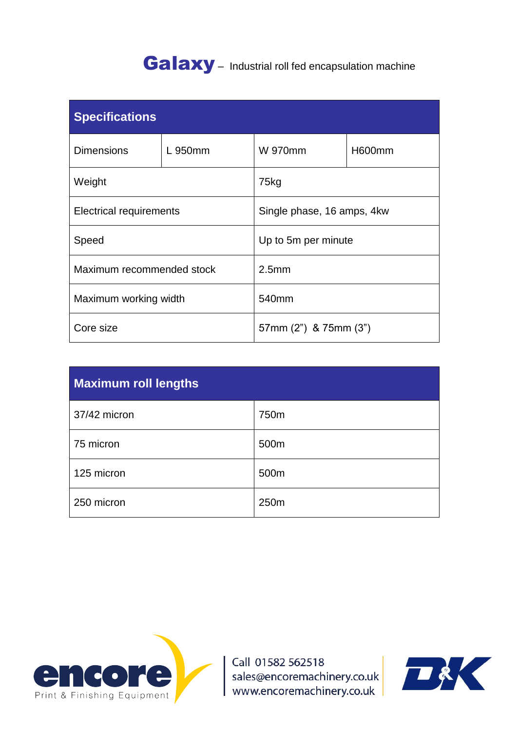# **Galaxy** – Industrial roll fed encapsulation machine

| Specifications | | | |
|---|---|---|---|
| Dimensions | L 950mm | W 970mm | H600mm |
| Weight | | 75kg | |
| Electrical requirements | | Single phase, 16 amps, 4kw | |
| Speed | | Up to 5m per minute | |
| Maximum recommended stock | | 2.5mm | |
| Maximum working width | | 540mm | |
| Core size | | 57mm (2") & 75mm (3") | |

| Maximum roll lengths | |
|---|---|
| 37/42 micron | 750m |
| 75 micron | 500m |
| 125 micron | 500m |
| 250 micron | 250m |

encore
Print & Finishing Equipment

Call 01582 562518
sales@encoremachinery.co.uk
www.encoremachinery.co.uk

D&K